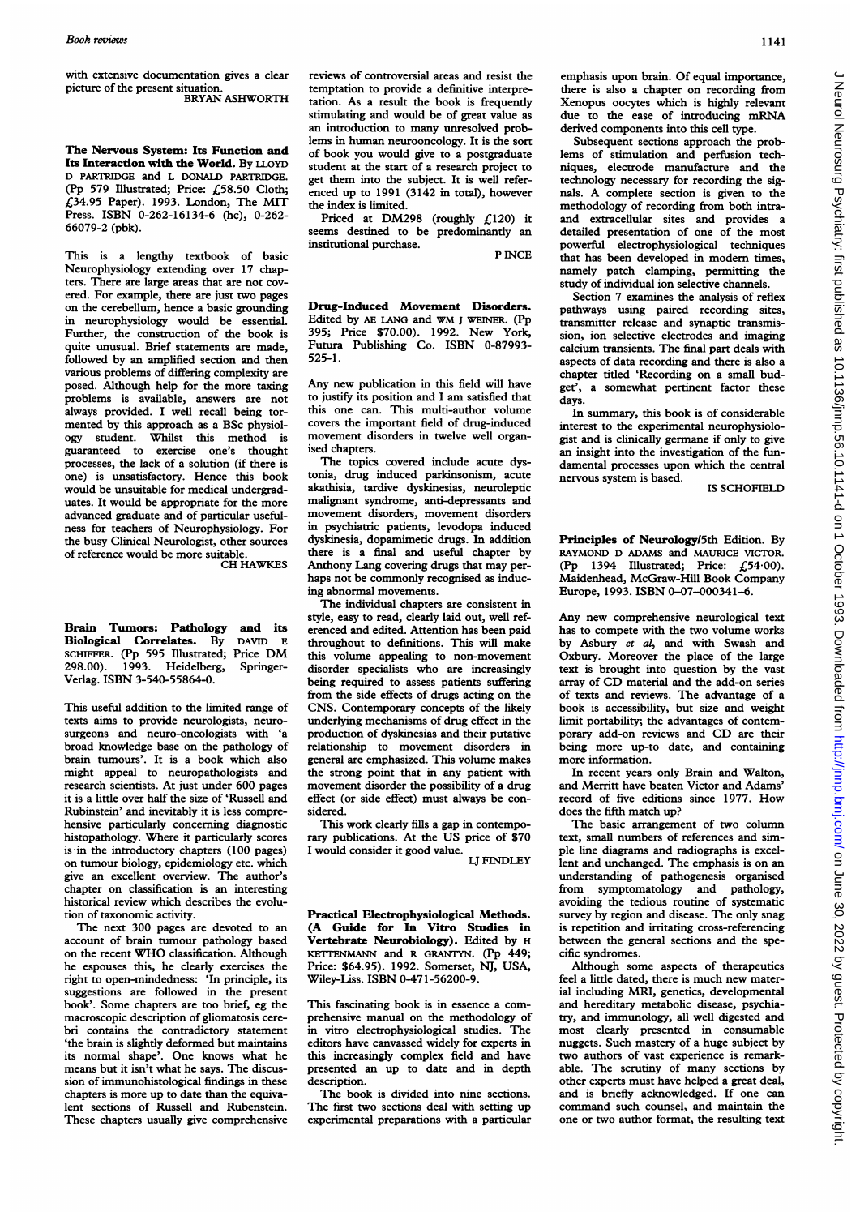with extensive documentation gives a clear picture of the present situation.

BRYAN ASHWORTH

**The Nervous System: Its Function and Its Interaction with the World.** By LLOYD D PARTRIDGE and L DONALD PARTRIDGE. (Pp 579 Illustrated; Price: £58.50 Cloth; £34.95 Paper). 1993. London, The MIT Press. ISBN 0-262-16134-6 (hc), 0-262-66079-2 (pbk).

This is a lengthy textbook of basic Neurophysiology extending over 17 chapters. There are large areas that are not covered. For example, there are just two pages on the cerebellum, hence a basic grounding in neurophysiology would be essential. Further, the construction of the book is quite unusual. Brief statements are made, followed by an amplified section and then various problems of differing complexity are posed. Although help for the more taxing problems is available, answers are not always provided. I well recall being tormented by this approach as a BSc physiology student. Whilst this method is guaranteed to exercise one's thought processes, the lack of a solution (if there is one) is unsatisfactory. Hence this book would be unsuitable for medical undergraduates. It would be appropriate for the more advanced graduate and of particular usefulness for teachers of Neurophysiology. For the busy Clinical Neurologist, other sources of reference would be more suitable.

CH HAWKES

**Brain Tumors: Pathology and its Biological Correlates.** By DAVID E SCHIFFER. (Pp 595 Illustrated; Price DM 298.00). 1993. Heidelberg, Springer-Verlag. ISBN 3-540-55864-0.

This useful addition to the limited range of texts aims to provide neurologists, neurosurgeons and neuro-oncologists with 'a broad knowledge base on the pathology of brain tumours'. It is a book which also might appeal to neuropathologists and research scientists. At just under 600 pages it is a little over half the size of 'Russell and Rubinstein' and inevitably it is less comprehensive particularly concerning diagnostic histopathology. Where it particularly scores is in the introductory chapters (100 pages) on tumour biology, epidemiology etc. which give an excellent overview. The author's chapter on classification is an interesting historical review which describes the evolution of taxonomic activity.

The next 300 pages are devoted to an account of brain tumour pathology based on the recent WHO classification. Although he espouses this, he clearly exercises the right to open-mindedness: 'In principle, its suggestions are followed in the present book'. Some chapters are too brief, eg the macroscopic description of gliomatosis cerebri contains the contradictory statement 'the brain is slightly deformed but maintains its normal shape'. One knows what he means but it isn't what he says. The discussion of immunohistological findings in these chapters is more up to date than the equivalent sections of Russell and Rubenstein. These chapters usually give comprehensive reviews of controversial areas and resist the temptation to provide a definitive interpretation. As a result the book is frequently stimulating and would be of great value as an introduction to many unresolved problems in human neurooncology. It is the sort of book you would give to a postgraduate student at the start of a research project to get them into the subject. It is well referenced up to 1991 (3142 in total), however the index is limited.

Priced at DM298 (roughly £120) it seems destined to be predominantly an institutional purchase.

P INCE

**Drug-Induced Movement Disorders.** Edited by AE LANG and WM J WEINER. (Pp 395; Price $70.00). 1992. New York, Futura Publishing Co. ISBN 0-87993-525-1.

Any new publication in this field will have to justify its position and I am satisfied that this one can. This multi-author volume covers the important field of drug-induced movement disorders in twelve well organised chapters.

The topics covered include acute dystonia, drug induced parkinsonism, acute akathisia, tardive dyskinesias, neuroleptic malignant syndrome, anti-depressants and movement disorders, movement disorders in psychiatric patients, levodopa induced dyskinesia, dopamimetic drugs. In addition there is a final and useful chapter by Anthony Lang covering drugs that may perhaps not be commonly recognised as inducing abnormal movements.

The individual chapters are consistent in style, easy to read, clearly laid out, well referenced and edited. Attention has been paid throughout to definitions. This will make this volume appealing to non-movement disorder specialists who are increasingly being required to assess patients suffering from the side effects of drugs acting on the CNS. Contemporary concepts of the likely underlying mechanisms of drug effect in the production of dyskinesias and their putative relationship to movement disorders in general are emphasized. This volume makes the strong point that in any patient with movement disorder the possibility of a drug effect (or side effect) must always be considered.

This work clearly fills a gap in contemporary publications. At the US price of $70 I would consider it good value.

LJ FINDLEY

**Practical Electrophysiological Methods. (A Guide for In Vitro Studies in Vertebrate Neurobiology).** Edited by H KETTENMANN and R GRANTYN. (Pp 449; Price: $64.95). 1992. Somerset, NJ, USA, Wiley-Liss. ISBN 0-471-56200-9.

This fascinating book is in essence a comprehensive manual on the methodology of in vitro electrophysiological studies. The editors have canvassed widely for experts in this increasingly complex field and have presented an up to date and in depth description.

The book is divided into nine sections. The first two sections deal with setting up experimental preparations with a particular emphasis upon brain. Of equal importance, there is also a chapter on recording from Xenopus oocytes which is highly relevant due to the ease of introducing mRNA derived components into this cell type.

Subsequent sections approach the problems of stimulation and perfusion techniques, electrode manufacture and the technology necessary for recording the signals. A complete section is given to the methodology of recording from both intra- and extracellular sites and provides a detailed presentation of one of the most powerful electrophysiological techniques that has been developed in modern times, namely patch clamping, permitting the study of individual ion selective channels.

Section 7 examines the analysis of reflex pathways using paired recording sites, transmitter release and synaptic transmission, ion selective electrodes and imaging calcium transients. The final part deals with aspects of data recording and there is also a chapter titled 'Recording on a small budget', a somewhat pertinent factor these days.

In summary, this book is of considerable interest to the experimental neurophysiologist and is clinically germane if only to give an insight into the investigation of the fundamental processes upon which the central nervous system is based.

IS SCHOFIELD

**Principles of Neurology/5th Edition.** By RAYMOND D ADAMS and MAURICE VICTOR. (Pp 1394 Illustrated; Price: £54·00). Maidenhead, McGraw-Hill Book Company Europe, 1993. ISBN 0-07-000341-6.

Any new comprehensive neurological text has to compete with the two volume works by Asbury *et al*, and with Swash and Oxbury. Moreover the place of the large text is brought into question by the vast array of CD material and the add-on series of texts and reviews. The advantage of a book is accessibility, but size and weight limit portability; the advantages of contemporary add-on reviews and CD are their being more up-to date, and containing more information.

In recent years only Brain and Walton, and Merritt have beaten Victor and Adams' record of five editions since 1977. How does the fifth match up?

The basic arrangement of two column text, small numbers of references and simple line diagrams and radiographs is excellent and unchanged. The emphasis is on an understanding of pathogenesis organised from symptomatology and pathology, avoiding the tedious routine of systematic survey by region and disease. The only snag is repetition and irritating cross-referencing between the general sections and the specific syndromes.

Although some aspects of therapeutics feel a little dated, there is much new material including MRI, genetics, developmental and hereditary metabolic disease, psychiatry, and immunology, all well digested and most clearly presented in consumable nuggets. Such mastery of a huge subject by two authors of vast experience is remarkable. The scrutiny of many sections by other experts must have helped a great deal, and is briefly acknowledged. If one can command such counsel, and maintain the one or two author format, the resulting text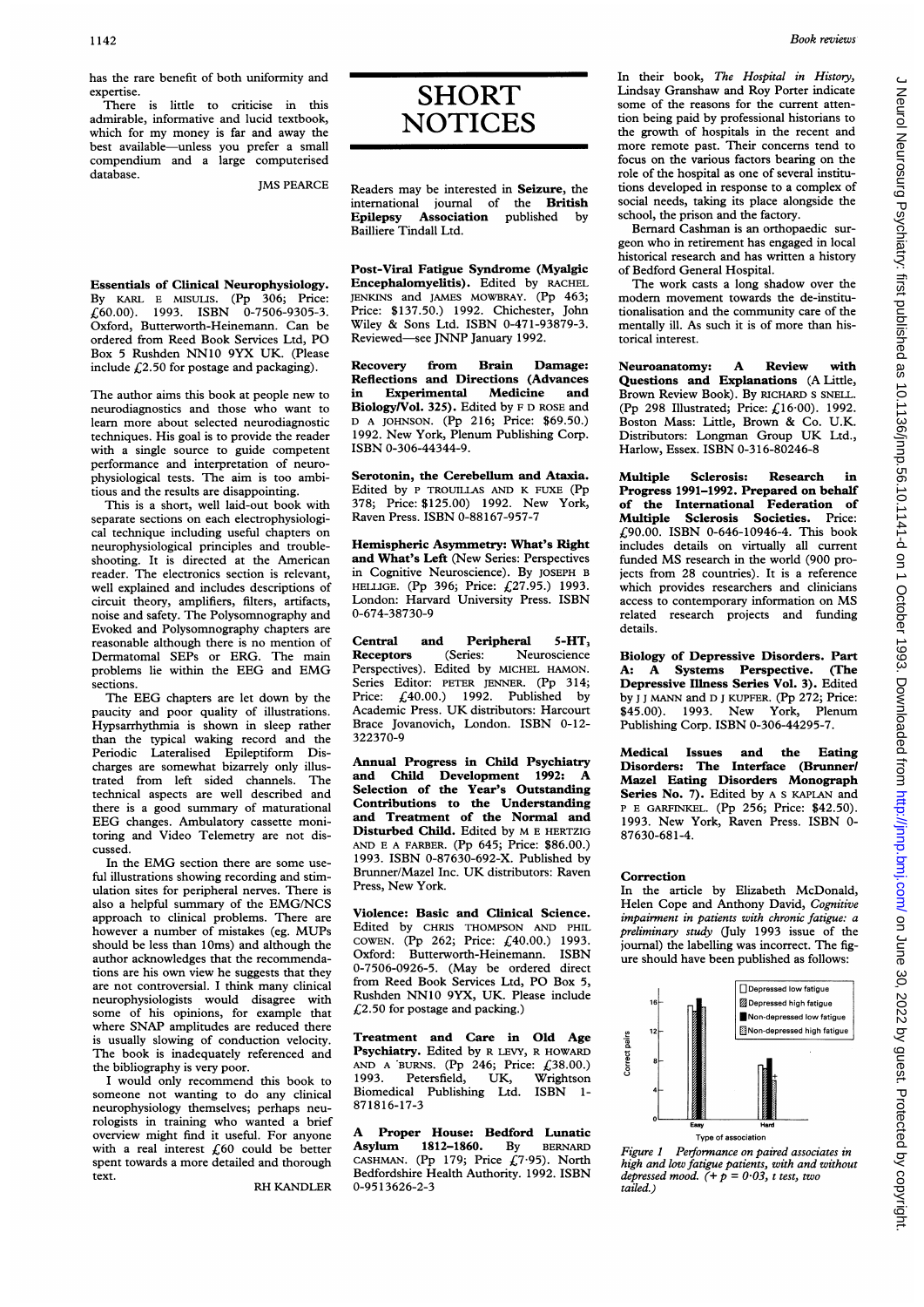has the rare benefit of both uniformity and expertise.

There is little to criticise in this admirable, informative and lucid textbook, which for my money is far and away the best available—unless you prefer a small compendium and a large computerised database.

JMS PEARCE

**Essentials of Clinical Neurophysiology.** By KARL E MISULIS. (Pp 306; Price: £60.00). 1993. ISBN 0-7506-9305-3. Oxford, Butterworth-Heinemann. Can be ordered from Reed Book Services Ltd, PO Box 5 Rushden NN10 9YX UK. (Please include £2.50 for postage and packaging).

The author aims this book at people new to neurodiagnostics and those who want to learn more about selected neurodiagnostic techniques. His goal is to provide the reader with a single source to guide competent performance and interpretation of neurophysiological tests. The aim is too ambitious and the results are disappointing.

This is a short, well laid-out book with separate sections on each electrophysiological technique including useful chapters on neurophysiological principles and troubleshooting. It is directed at the American reader. The electronics section is relevant, well explained and includes descriptions of circuit theory, amplifiers, filters, artifacts, noise and safety. The Polysomnography and Evoked and Polysomnography chapters are reasonable although there is no mention of Dermatomal SEPs or ERG. The main problems lie within the EEG and EMG sections.

The EEG chapters are let down by the paucity and poor quality of illustrations. Hypsarrhythmia is shown in sleep rather than the typical waking record and the Periodic Lateralised Epileptiform Discharges are somewhat bizarrely only illustrated from left sided channels. The technical aspects are well described and there is a good summary of maturational EEG changes. Ambulatory cassette monitoring and Video Telemetry are not discussed.

In the EMG section there are some useful illustrations showing recording and stimulation sites for peripheral nerves. There is also a helpful summary of the EMG/NCS approach to clinical problems. There are however a number of mistakes (eg. MUPs should be less than 10ms) and although the author acknowledges that the recommendations are his own view he suggests that they are not controversial. I think many clinical neurophysiologists would disagree with some of his opinions, for example that where SNAP amplitudes are reduced there is usually slowing of conduction velocity. The book is inadequately referenced and the bibliography is very poor.

I would only recommend this book to someone not wanting to do any clinical neurophysiology themselves; perhaps neurologists in training who wanted a brief overview might find it useful. For anyone with a real interest £60 could be better spent towards a more detailed and thorough text.

RH KANDLER

# SHORT NOTICES

Readers may be interested in **Seizure**, the international journal of the **British Epilepsy Association** published by Bailliere Tindall Ltd.

**Post-Viral Fatigue Syndrome (Myalgic Encephalomyelitis).** Edited by RACHEL JENKINS and JAMES MOWBRAY. (Pp 463; Price: $137.50.) 1992. Chichester, John Wiley & Sons Ltd. ISBN 0-471-93879-3. Reviewed—see JNNP January 1992.

**Recovery from Brain Damage: Reflections and Directions (Advances in Experimental Medicine and Biology/Vol. 325).** Edited by F D ROSE and D A JOHNSON. (Pp 216; Price: $69.50.) 1992. New York, Plenum Publishing Corp. ISBN 0-306-44344-9.

**Serotonin, the Cerebellum and Ataxia.** Edited by P TROUILLAS AND K FUXE (Pp 378; Price: $125.00) 1992. New York, Raven Press. ISBN 0-88167-957-7

**Hemispheric Asymmetry: What's Right and What's Left** (New Series: Perspectives in Cognitive Neuroscience). By JOSEPH B HELLIGE. (Pp 396; Price: £27.95.) 1993. London: Harvard University Press. ISBN 0-674-38730-9

**Central and Peripheral 5-HT$_3$ Receptors** (Series: Neuroscience Perspectives). Edited by MICHEL HAMON. Series Editor: PETER JENNER. (Pp 314; Price: £40.00.) 1992. Published by Academic Press. UK distributors: Harcourt Brace Jovanovich, London. ISBN 0-12-322370-9

**Annual Progress in Child Psychiatry and Child Development 1992: A Selection of the Year's Outstanding Contributions to the Understanding and Treatment of the Normal and Disturbed Child.** Edited by M E HERTZIG AND E A FARBER. (Pp 645; Price: $86.00.) 1993. ISBN 0-87630-692-X. Published by Brunner/Mazel Inc. UK distributors: Raven Press, New York.

**Violence: Basic and Clinical Science.** Edited by CHRIS THOMPSON AND PHIL COWEN. (Pp 262; Price: £40.00.) 1993. Oxford: Butterworth-Heinemann. ISBN 0-7506-0926-5. (May be ordered direct from Reed Book Services Ltd, PO Box 5, Rushden NN10 9YX, UK. Please include £2.50 for postage and packing.)

**Treatment and Care in Old Age Psychiatry.** Edited by R LEVY, R HOWARD AND A BURNS. (Pp 246; Price: £38.00.) 1993. Petersfield, UK, Wrightson Biomedical Publishing Ltd. ISBN 1-871816-17-3

**A Proper House: Bedford Lunatic Asylum 1812–1860.** By BERNARD CASHMAN. (Pp 179; Price £7·95). North Bedfordshire Health Authority. 1992. ISBN 0-9513626-2-3

In their book, *The Hospital in History*, Lindsay Granshaw and Roy Porter indicate some of the reasons for the current attention being paid by professional historians to the growth of hospitals in the recent and more remote past. Their concerns tend to focus on the various factors bearing on the role of the hospital as one of several institutions developed in response to a complex of social needs, taking its place alongside the school, the prison and the factory.

Bernard Cashman is an orthopaedic surgeon who in retirement has engaged in local historical research and has written a history of Bedford General Hospital.

The work casts a long shadow over the modern movement towards the de-institutionalisation and the community care of the mentally ill. As such it is of more than historical interest.

**Neuroanatomy: A Review with Questions and Explanations** (A Little, Brown Review Book). By RICHARD S SNELL. (Pp 298 Illustrated; Price: £16·00). 1992. Boston Mass: Little, Brown & Co. U.K. Distributors: Longman Group UK Ltd., Harlow, Essex. ISBN 0-316-80246-8

**Multiple Sclerosis: Research in Progress 1991–1992. Prepared on behalf of the International Federation of Multiple Sclerosis Societies.** Price: £90.00. ISBN 0-646-10946-4. This book includes details on virtually all current funded MS research in the world (900 projects from 28 countries). It is a reference which provides researchers and clinicians access to contemporary information on MS related research projects and funding details.

**Biology of Depressive Disorders. Part A: A Systems Perspective. (The Depressive Illness Series Vol. 3).** Edited by J J MANN and D J KUPFER. (Pp 272; Price: $45.00). 1993. New York, Plenum Publishing Corp. ISBN 0-306-44295-7.

**Medical Issues and the Eating Disorders: The Interface (Brunner/Mazel Eating Disorders Monograph Series No. 7).** Edited by A S KAPLAN and P E GARFINKEL. (Pp 256; Price: $42.50). 1993. New York, Raven Press. ISBN 0-87630-681-4.

## Correction

In the article by Elizabeth McDonald, Helen Cope and Anthony David, *Cognitive impairment in patients with chronic fatigue: a preliminary study* (July 1993 issue of the journal) the labelling was incorrect. The figure should have been published as follows:

Depressed low fatigue
Depressed high fatigue
Non-depressed low fatigue
Non-depressed high fatigue
Correct pairs
0
4
8
12
16
Easy
Hard
+
Type of association

*Figure 1 Performance on paired associates in high and low fatigue patients, with and without depressed mood. (+ p = 0·03, t test, two tailed.)*